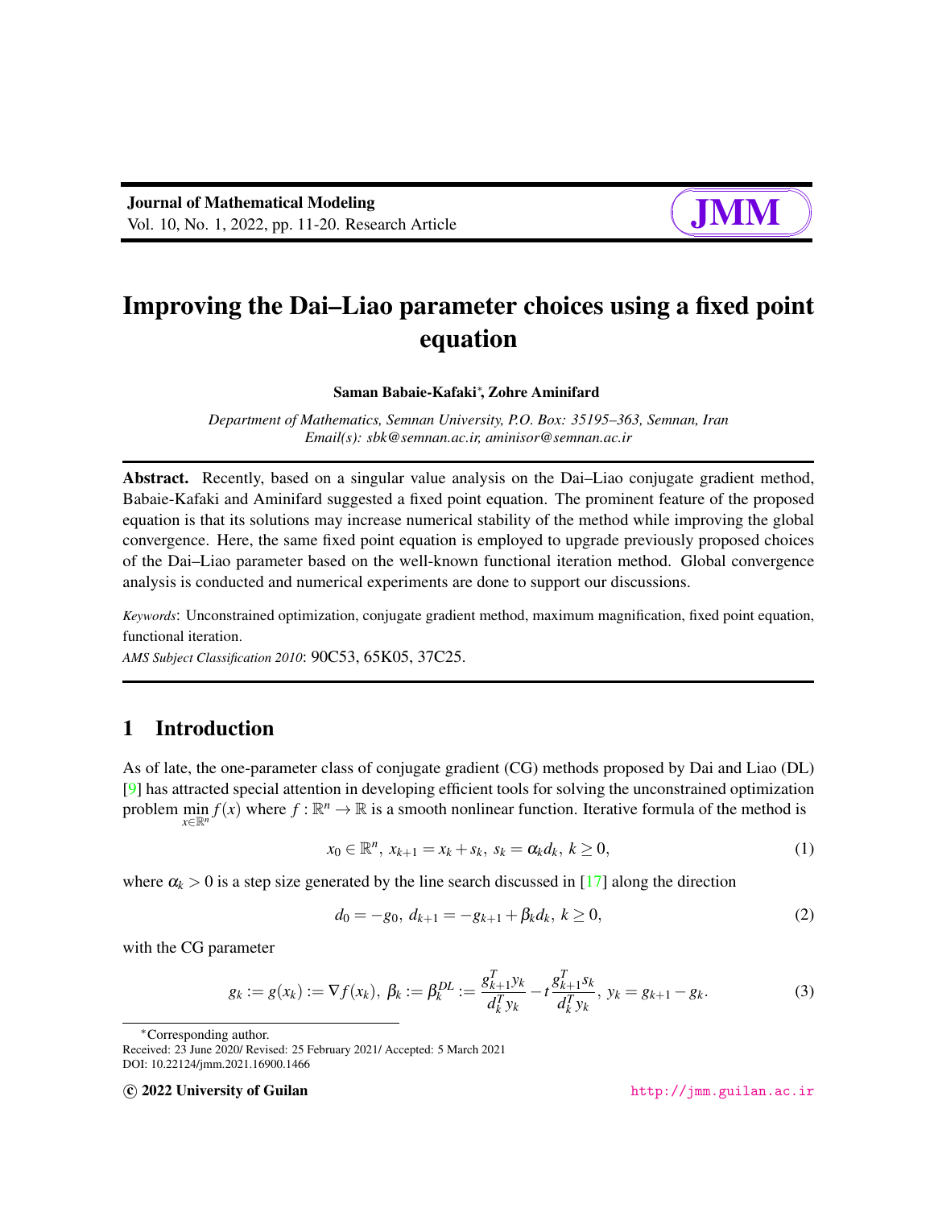# Improving the Dai–Liao parameter choices using a fixed point equation

**Saman Babaie-Kafaki***, **Zohre Aminifard**

*Department of Mathematics, Semnan University, P.O. Box: 35195–363, Semnan, Iran*
*Email(s): sbk@semnan.ac.ir, aminisor@semnan.ac.ir*

**Abstract.** Recently, based on a singular value analysis on the Dai–Liao conjugate gradient method, Babaie-Kafaki and Aminifard suggested a fixed point equation. The prominent feature of the proposed equation is that its solutions may increase numerical stability of the method while improving the global convergence. Here, the same fixed point equation is employed to upgrade previously proposed choices of the Dai–Liao parameter based on the well-known functional iteration method. Global convergence analysis is conducted and numerical experiments are done to support our discussions.

*Keywords*: Unconstrained optimization, conjugate gradient method, maximum magnification, fixed point equation, functional iteration.

*AMS Subject Classification 2010*: 90C53, 65K05, 37C25.

## 1 Introduction

As of late, the one-parameter class of conjugate gradient (CG) methods proposed by Dai and Liao (DL) [9] has attracted special attention in developing efficient tools for solving the unconstrained optimization problem $\min_{x\in\mathbb{R}^n} f(x)$ where $f:\mathbb{R}^n \to \mathbb{R}$ is a smooth nonlinear function. Iterative formula of the method is

$$x_0 \in \mathbb{R}^n,\ x_{k+1} = x_k + s_k,\ s_k = \alpha_k d_k,\ k \geq 0, \tag{1}$$

where $\alpha_k > 0$ is a step size generated by the line search discussed in [17] along the direction

$$d_0 = -g_0,\ d_{k+1} = -g_{k+1} + \beta_k d_k,\ k \geq 0, \tag{2}$$

with the CG parameter

$$g_k := g(x_k) := \nabla f(x_k),\ \beta_k := \beta_k^{DL} := \frac{g_{k+1}^T y_k}{d_k^T y_k} - t\frac{g_{k+1}^T s_k}{d_k^T y_k},\ y_k = g_{k+1} - g_k. \tag{3}$$

*Corresponding author.
Received: 23 June 2020/ Revised: 25 February 2021/ Accepted: 5 March 2021
DOI: 10.22124/jmm.2021.16900.1466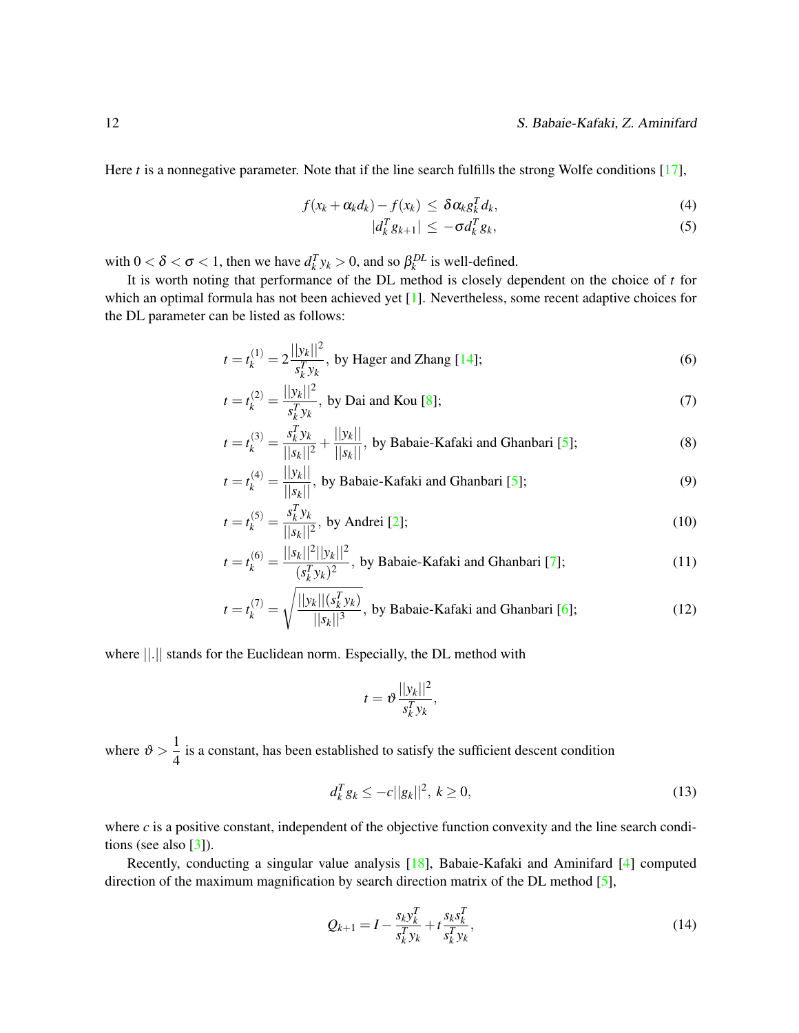Here $t$ is a nonnegative parameter. Note that if the line search fulfills the strong Wolfe conditions [17],

$$f(x_k + \alpha_k d_k) - f(x_k) \leq \delta \alpha_k g_k^T d_k, \tag{4}$$

$$|d_k^T g_{k+1}| \leq -\sigma d_k^T g_k, \tag{5}$$

with $0 < \delta < \sigma < 1$, then we have $d_k^T y_k > 0$, and so $\beta_k^{DL}$ is well-defined.

It is worth noting that performance of the DL method is closely dependent on the choice of $t$ for which an optimal formula has not been achieved yet [1]. Nevertheless, some recent adaptive choices for the DL parameter can be listed as follows:

$$t = t_k^{(1)} = 2\frac{||y_k||^2}{s_k^T y_k}, \text{ by Hager and Zhang [14];} \tag{6}$$

$$t = t_k^{(2)} = \frac{||y_k||^2}{s_k^T y_k}, \text{ by Dai and Kou [8];} \tag{7}$$

$$t = t_k^{(3)} = \frac{s_k^T y_k}{||s_k||^2} + \frac{||y_k||}{||s_k||}, \text{ by Babaie-Kafaki and Ghanbari [5];} \tag{8}$$

$$t = t_k^{(4)} = \frac{||y_k||}{||s_k||}, \text{ by Babaie-Kafaki and Ghanbari [5];} \tag{9}$$

$$t = t_k^{(5)} = \frac{s_k^T y_k}{||s_k||^2}, \text{ by Andrei [2];} \tag{10}$$

$$t = t_k^{(6)} = \frac{||s_k||^2 ||y_k||^2}{(s_k^T y_k)^2}, \text{ by Babaie-Kafaki and Ghanbari [7];} \tag{11}$$

$$t = t_k^{(7)} = \sqrt{\frac{||y_k||(s_k^T y_k)}{||s_k||^3}}, \text{ by Babaie-Kafaki and Ghanbari [6];} \tag{12}$$

where $||.||$ stands for the Euclidean norm. Especially, the DL method with

$$t = \vartheta \frac{||y_k||^2}{s_k^T y_k},$$

where $\vartheta > \frac{1}{4}$ is a constant, has been established to satisfy the sufficient descent condition

$$d_k^T g_k \leq -c||g_k||^2, \; k \geq 0, \tag{13}$$

where $c$ is a positive constant, independent of the objective function convexity and the line search conditions (see also [3]).

Recently, conducting a singular value analysis [18], Babaie-Kafaki and Aminifard [4] computed direction of the maximum magnification by search direction matrix of the DL method [5],

$$Q_{k+1} = I - \frac{s_k y_k^T}{s_k^T y_k} + t\frac{s_k s_k^T}{s_k^T y_k}, \tag{14}$$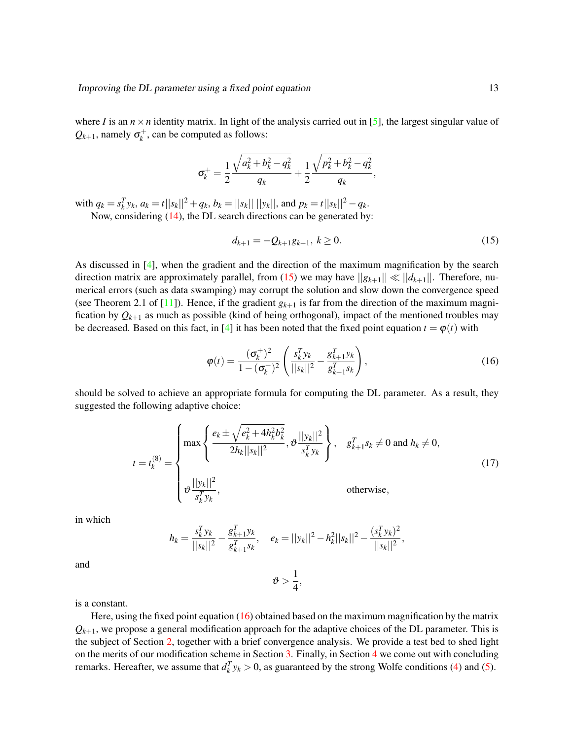where $I$ is an $n \times n$ identity matrix. In light of the analysis carried out in [5], the largest singular value of $Q_{k+1}$, namely $\sigma_k^+$, can be computed as follows:

$$\sigma_k^+ = \frac{1}{2}\frac{\sqrt{a_k^2 + b_k^2 - q_k^2}}{q_k} + \frac{1}{2}\frac{\sqrt{p_k^2 + b_k^2 - q_k^2}}{q_k},$$

with $q_k = s_k^T y_k$, $a_k = t||s_k||^2 + q_k$, $b_k = ||s_k||\,||y_k||$, and $p_k = t||s_k||^2 - q_k$.

Now, considering (14), the DL search directions can be generated by:

$$d_{k+1} = -Q_{k+1} g_{k+1},\ k \geq 0. \tag{15}$$

As discussed in [4], when the gradient and the direction of the maximum magnification by the search direction matrix are approximately parallel, from (15) we may have $||g_{k+1}|| \ll ||d_{k+1}||$. Therefore, numerical errors (such as data swamping) may corrupt the solution and slow down the convergence speed (see Theorem 2.1 of [11]). Hence, if the gradient $g_{k+1}$ is far from the direction of the maximum magnification by $Q_{k+1}$ as much as possible (kind of being orthogonal), impact of the mentioned troubles may be decreased. Based on this fact, in [4] it has been noted that the fixed point equation $t = \varphi(t)$ with

$$\varphi(t) = \frac{(\sigma_k^+)^2}{1-(\sigma_k^+)^2}\left(\frac{s_k^T y_k}{||s_k||^2} - \frac{g_{k+1}^T y_k}{g_{k+1}^T s_k}\right), \tag{16}$$

should be solved to achieve an appropriate formula for computing the DL parameter. As a result, they suggested the following adaptive choice:

$$t = t_k^{(8)} = \begin{cases} \max\left\{\dfrac{e_k \pm \sqrt{e_k^2 + 4h_k^2 b_k^2}}{2h_k||s_k||^2}, \vartheta\dfrac{||y_k||^2}{s_k^T y_k}\right\}, & g_{k+1}^T s_k \neq 0 \text{ and } h_k \neq 0, \\ \vartheta\dfrac{||y_k||^2}{s_k^T y_k}, & \text{otherwise}, \end{cases} \tag{17}$$

in which

$$h_k = \frac{s_k^T y_k}{||s_k||^2} - \frac{g_{k+1}^T y_k}{g_{k+1}^T s_k}, \quad e_k = ||y_k||^2 - h_k^2||s_k||^2 - \frac{(s_k^T y_k)^2}{||s_k||^2},$$

and

$$\vartheta > \frac{1}{4},$$

is a constant.

Here, using the fixed point equation (16) obtained based on the maximum magnification by the matrix $Q_{k+1}$, we propose a general modification approach for the adaptive choices of the DL parameter. This is the subject of Section 2, together with a brief convergence analysis. We provide a test bed to shed light on the merits of our modification scheme in Section 3. Finally, in Section 4 we come out with concluding remarks. Hereafter, we assume that $d_k^T y_k > 0$, as guaranteed by the strong Wolfe conditions (4) and (5).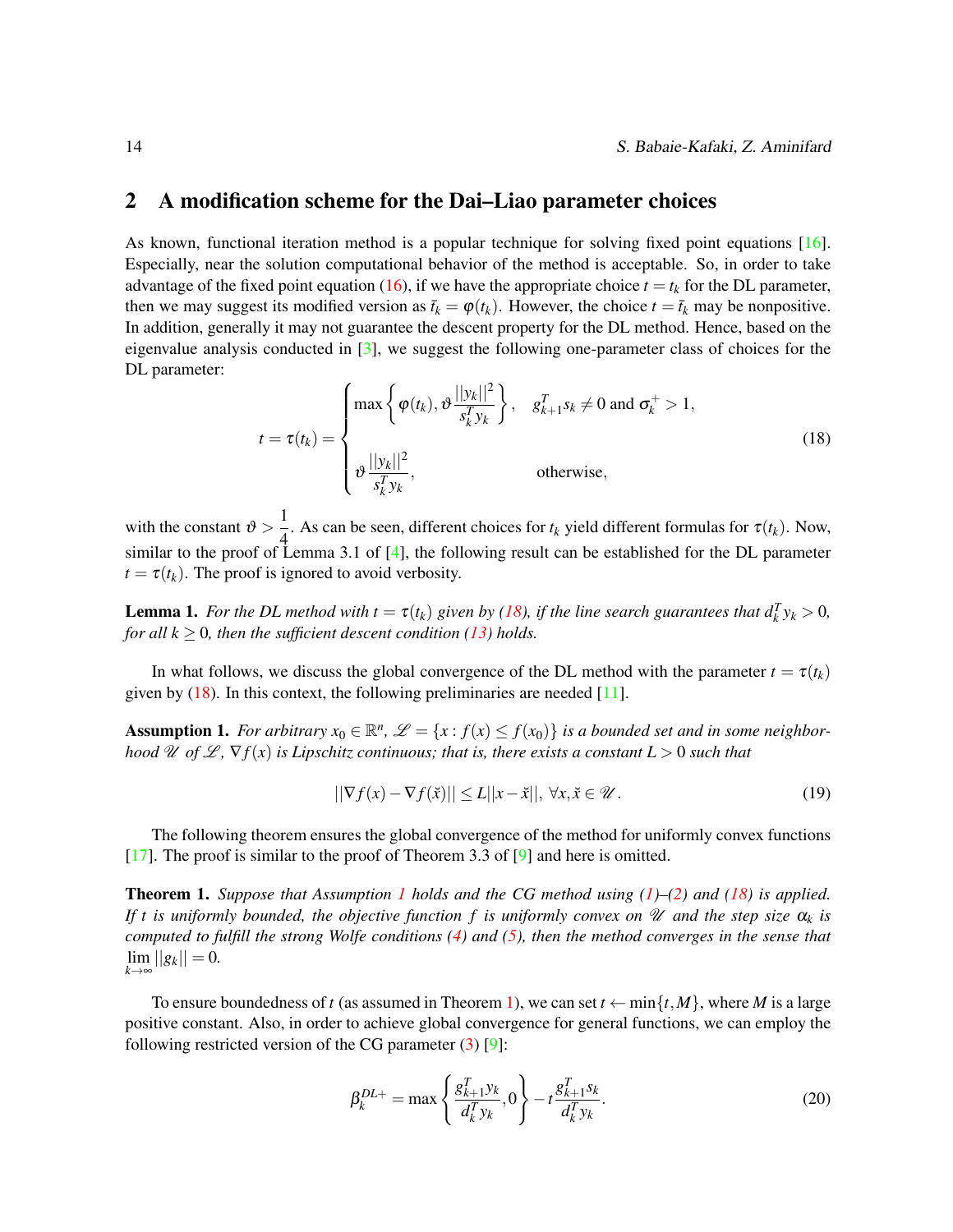## 2 A modification scheme for the Dai–Liao parameter choices

As known, functional iteration method is a popular technique for solving fixed point equations [16]. Especially, near the solution computational behavior of the method is acceptable. So, in order to take advantage of the fixed point equation (16), if we have the appropriate choice $t = t_k$ for the DL parameter, then we may suggest its modified version as $\bar{t}_k = \varphi(t_k)$. However, the choice $t = \bar{t}_k$ may be nonpositive. In addition, generally it may not guarantee the descent property for the DL method. Hence, based on the eigenvalue analysis conducted in [3], we suggest the following one-parameter class of choices for the DL parameter:

$$t = \tau(t_k) = \begin{cases} \max\left\{ \varphi(t_k), \vartheta \dfrac{||y_k||^2}{s_k^T y_k} \right\}, & g_{k+1}^T s_k \neq 0 \text{ and } \sigma_k^+ > 1, \\ \vartheta \dfrac{||y_k||^2}{s_k^T y_k}, & \text{otherwise}, \end{cases} \tag{18}$$

with the constant $\vartheta > \dfrac{1}{4}$. As can be seen, different choices for $t_k$ yield different formulas for $\tau(t_k)$. Now, similar to the proof of Lemma 3.1 of [4], the following result can be established for the DL parameter $t = \tau(t_k)$. The proof is ignored to avoid verbosity.

**Lemma 1.** *For the DL method with $t = \tau(t_k)$ given by (18), if the line search guarantees that $d_k^T y_k > 0$, for all $k \geq 0$, then the sufficient descent condition (13) holds.*

In what follows, we discuss the global convergence of the DL method with the parameter $t = \tau(t_k)$ given by (18). In this context, the following preliminaries are needed [11].

**Assumption 1.** *For arbitrary $x_0 \in \mathbb{R}^n$, $\mathscr{L} = \{x : f(x) \leq f(x_0)\}$ is a bounded set and in some neighborhood $\mathscr{U}$ of $\mathscr{L}$, $\nabla f(x)$ is Lipschitz continuous; that is, there exists a constant $L > 0$ such that*

$$||\nabla f(x) - \nabla f(\check{x})|| \leq L||x - \check{x}||, \ \forall x, \check{x} \in \mathscr{U}. \tag{19}$$

The following theorem ensures the global convergence of the method for uniformly convex functions [17]. The proof is similar to the proof of Theorem 3.3 of [9] and here is omitted.

**Theorem 1.** *Suppose that Assumption 1 holds and the CG method using (1)–(2) and (18) is applied. If $t$ is uniformly bounded, the objective function $f$ is uniformly convex on $\mathscr{U}$ and the step size $\alpha_k$ is computed to fulfill the strong Wolfe conditions (4) and (5), then the method converges in the sense that $\lim_{k\to\infty} ||g_k|| = 0$.*

To ensure boundedness of $t$ (as assumed in Theorem 1), we can set $t \leftarrow \min\{t, M\}$, where $M$ is a large positive constant. Also, in order to achieve global convergence for general functions, we can employ the following restricted version of the CG parameter (3) [9]:

$$\beta_k^{DL+} = \max\left\{ \frac{g_{k+1}^T y_k}{d_k^T y_k}, 0 \right\} - t \frac{g_{k+1}^T s_k}{d_k^T y_k}. \tag{20}$$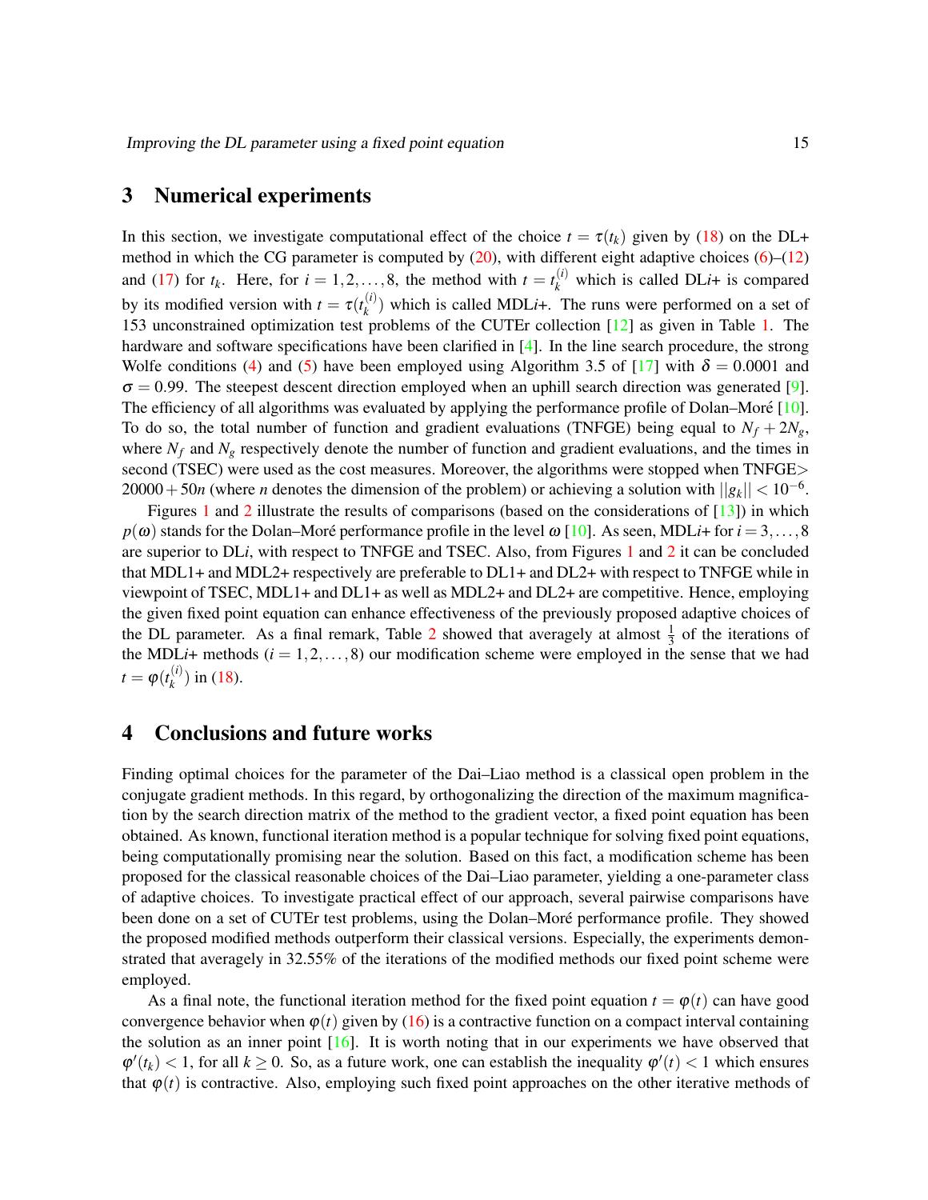## 3 Numerical experiments

In this section, we investigate computational effect of the choice $t = \tau(t_k)$ given by (18) on the DL+ method in which the CG parameter is computed by (20), with different eight adaptive choices (6)–(12) and (17) for $t_k$. Here, for $i = 1, 2, \ldots, 8$, the method with $t = t_k^{(i)}$ which is called DL*i*+ is compared by its modified version with $t = \tau(t_k^{(i)})$ which is called MDL*i*+. The runs were performed on a set of 153 unconstrained optimization test problems of the CUTEr collection [12] as given in Table 1. The hardware and software specifications have been clarified in [4]. In the line search procedure, the strong Wolfe conditions (4) and (5) have been employed using Algorithm 3.5 of [17] with $\delta = 0.0001$ and $\sigma = 0.99$. The steepest descent direction employed when an uphill search direction was generated [9]. The efficiency of all algorithms was evaluated by applying the performance profile of Dolan–Moré [10]. To do so, the total number of function and gradient evaluations (TNFGE) being equal to $N_f + 2N_g$, where $N_f$ and $N_g$ respectively denote the number of function and gradient evaluations, and the times in second (TSEC) were used as the cost measures. Moreover, the algorithms were stopped when TNFGE$>$ $20000 + 50n$ (where $n$ denotes the dimension of the problem) or achieving a solution with $||g_k|| < 10^{-6}$.

Figures 1 and 2 illustrate the results of comparisons (based on the considerations of [13]) in which $p(\omega)$ stands for the Dolan–Moré performance profile in the level $\omega$ [10]. As seen, MDL*i*+ for $i = 3, \ldots, 8$ are superior to DL*i*, with respect to TNFGE and TSEC. Also, from Figures 1 and 2 it can be concluded that MDL1+ and MDL2+ respectively are preferable to DL1+ and DL2+ with respect to TNFGE while in viewpoint of TSEC, MDL1+ and DL1+ as well as MDL2+ and DL2+ are competitive. Hence, employing the given fixed point equation can enhance effectiveness of the previously proposed adaptive choices of the DL parameter. As a final remark, Table 2 showed that averagely at almost $\frac{1}{3}$ of the iterations of the MDL*i*+ methods ($i = 1, 2, \ldots, 8$) our modification scheme were employed in the sense that we had $t = \varphi(t_k^{(i)})$ in (18).

## 4 Conclusions and future works

Finding optimal choices for the parameter of the Dai–Liao method is a classical open problem in the conjugate gradient methods. In this regard, by orthogonalizing the direction of the maximum magnification by the search direction matrix of the method to the gradient vector, a fixed point equation has been obtained. As known, functional iteration method is a popular technique for solving fixed point equations, being computationally promising near the solution. Based on this fact, a modification scheme has been proposed for the classical reasonable choices of the Dai–Liao parameter, yielding a one-parameter class of adaptive choices. To investigate practical effect of our approach, several pairwise comparisons have been done on a set of CUTEr test problems, using the Dolan–Moré performance profile. They showed the proposed modified methods outperform their classical versions. Especially, the experiments demonstrated that averagely in 32.55% of the iterations of the modified methods our fixed point scheme were employed.

As a final note, the functional iteration method for the fixed point equation $t = \varphi(t)$ can have good convergence behavior when $\varphi(t)$ given by (16) is a contractive function on a compact interval containing the solution as an inner point [16]. It is worth noting that in our experiments we have observed that $\varphi'(t_k) < 1$, for all $k \geq 0$. So, as a future work, one can establish the inequality $\varphi'(t) < 1$ which ensures that $\varphi(t)$ is contractive. Also, employing such fixed point approaches on the other iterative methods of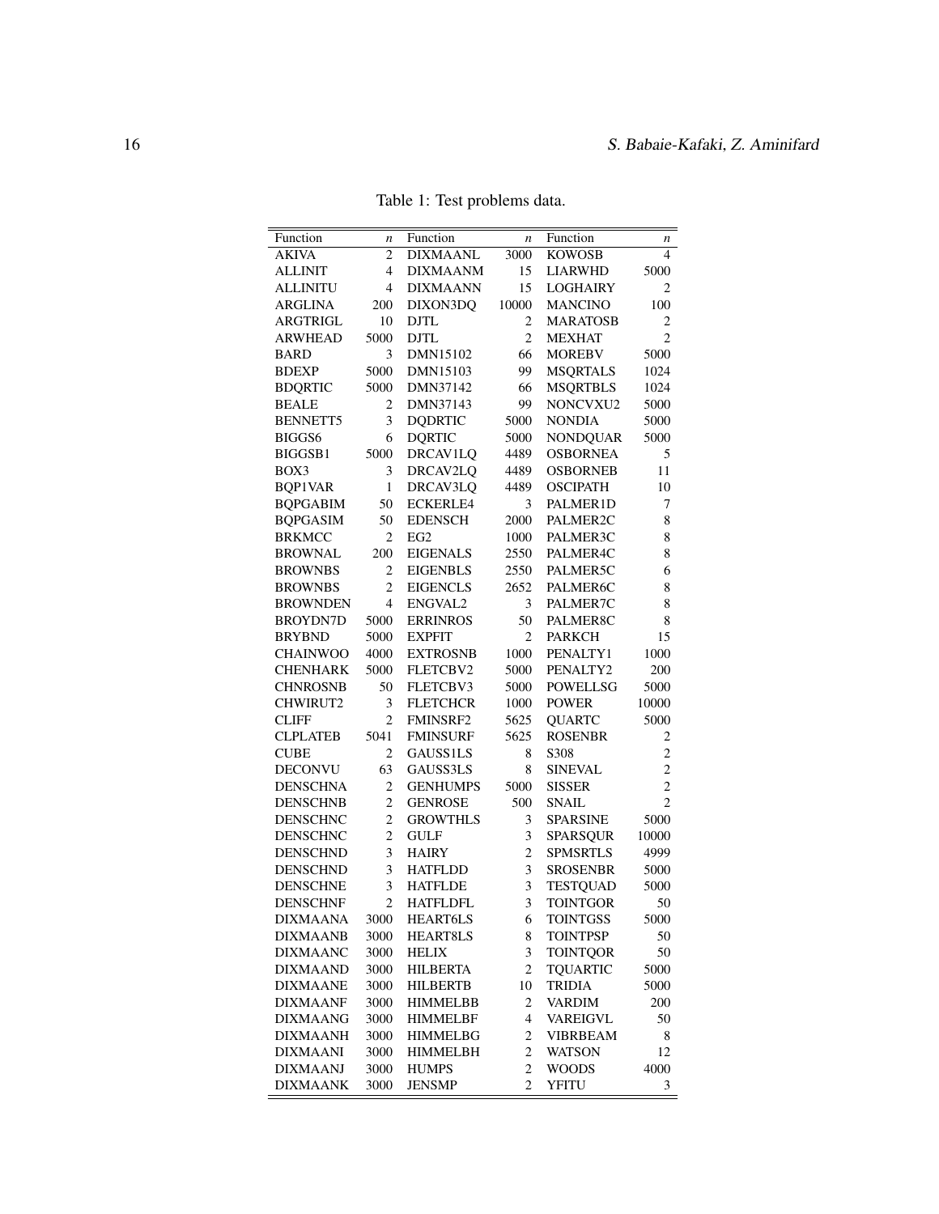Table 1: Test problems data.

| Function | $n$ | Function | $n$ | Function | $n$ |
|---|---|---|---|---|---|
| AKIVA | 2 | DIXMAANL | 3000 | KOWOSB | 4 |
| ALLINIT | 4 | DIXMAANM | 15 | LIARWHD | 5000 |
| ALLINITU | 4 | DIXMAANN | 15 | LOGHAIRY | 2 |
| ARGLINA | 200 | DIXON3DQ | 10000 | MANCINO | 100 |
| ARGTRIGL | 10 | DJTL | 2 | MARATOSB | 2 |
| ARWHEAD | 5000 | DJTL | 2 | MEXHAT | 2 |
| BARD | 3 | DMN15102 | 66 | MOREBV | 5000 |
| BDEXP | 5000 | DMN15103 | 99 | MSQRTALS | 1024 |
| BDQRTIC | 5000 | DMN37142 | 66 | MSQRTBLS | 1024 |
| BEALE | 2 | DMN37143 | 99 | NONCVXU2 | 5000 |
| BENNETT5 | 3 | DQDRTIC | 5000 | NONDIA | 5000 |
| BIGGS6 | 6 | DQRTIC | 5000 | NONDQUAR | 5000 |
| BIGGSB1 | 5000 | DRCAV1LQ | 4489 | OSBORNEA | 5 |
| BOX3 | 3 | DRCAV2LQ | 4489 | OSBORNEB | 11 |
| BQP1VAR | 1 | DRCAV3LQ | 4489 | OSCIPATH | 10 |
| BQPGABIM | 50 | ECKERLE4 | 3 | PALMER1D | 7 |
| BQPGASIM | 50 | EDENSCH | 2000 | PALMER2C | 8 |
| BRKMCC | 2 | EG2 | 1000 | PALMER3C | 8 |
| BROWNAL | 200 | EIGENALS | 2550 | PALMER4C | 8 |
| BROWNBS | 2 | EIGENBLS | 2550 | PALMER5C | 6 |
| BROWNBS | 2 | EIGENCLS | 2652 | PALMER6C | 8 |
| BROWNDEN | 4 | ENGVAL2 | 3 | PALMER7C | 8 |
| BROYDN7D | 5000 | ERRINROS | 50 | PALMER8C | 8 |
| BRYBND | 5000 | EXPFIT | 2 | PARKCH | 15 |
| CHAINWOO | 4000 | EXTROSNB | 1000 | PENALTY1 | 1000 |
| CHENHARK | 5000 | FLETCBV2 | 5000 | PENALTY2 | 200 |
| CHNROSNB | 50 | FLETCBV3 | 5000 | POWELLSG | 5000 |
| CHWIRUT2 | 3 | FLETCHCR | 1000 | POWER | 10000 |
| CLIFF | 2 | FMINSRF2 | 5625 | QUARTC | 5000 |
| CLPLATEB | 5041 | FMINSURF | 5625 | ROSENBR | 2 |
| CUBE | 2 | GAUSS1LS | 8 | S308 | 2 |
| DECONVU | 63 | GAUSS3LS | 8 | SINEVAL | 2 |
| DENSCHNA | 2 | GENHUMPS | 5000 | SISSER | 2 |
| DENSCHNB | 2 | GENROSE | 500 | SNAIL | 2 |
| DENSCHNC | 2 | GROWTHLS | 3 | SPARSINE | 5000 |
| DENSCHNC | 2 | GULF | 3 | SPARSQUR | 10000 |
| DENSCHND | 3 | HAIRY | 2 | SPMSRTLS | 4999 |
| DENSCHND | 3 | HATFLDD | 3 | SROSENBR | 5000 |
| DENSCHNE | 3 | HATFLDE | 3 | TESTQUAD | 5000 |
| DENSCHNF | 2 | HATFLDFL | 3 | TOINTGOR | 50 |
| DIXMAANA | 3000 | HEART6LS | 6 | TOINTGSS | 5000 |
| DIXMAANB | 3000 | HEART8LS | 8 | TOINTPSP | 50 |
| DIXMAANC | 3000 | HELIX | 3 | TOINTQOR | 50 |
| DIXMAAND | 3000 | HILBERTA | 2 | TQUARTIC | 5000 |
| DIXMAANE | 3000 | HILBERTB | 10 | TRIDIA | 5000 |
| DIXMAANF | 3000 | HIMMELBB | 2 | VARDIM | 200 |
| DIXMAANG | 3000 | HIMMELBF | 4 | VAREIGVL | 50 |
| DIXMAANH | 3000 | HIMMELBG | 2 | VIBRBEAM | 8 |
| DIXMAANI | 3000 | HIMMELBH | 2 | WATSON | 12 |
| DIXMAANJ | 3000 | HUMPS | 2 | WOODS | 4000 |
| DIXMAANK | 3000 | JENSMP | 2 | YFITU | 3 |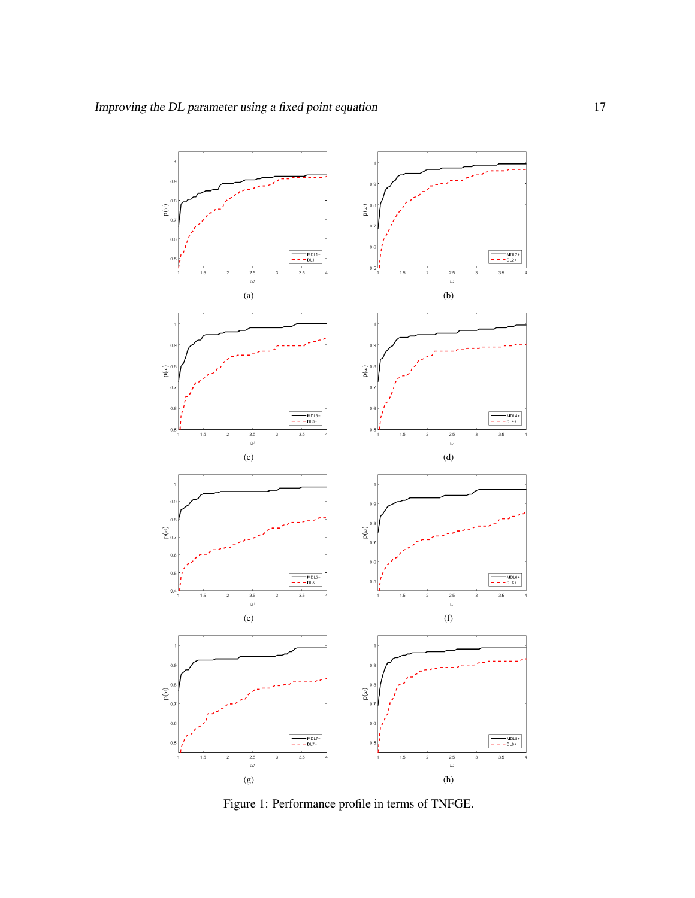(a)

(b)

(c)

(d)

(e)

(f)

(g)

(h)

Figure 1: Performance profile in terms of TNFGE.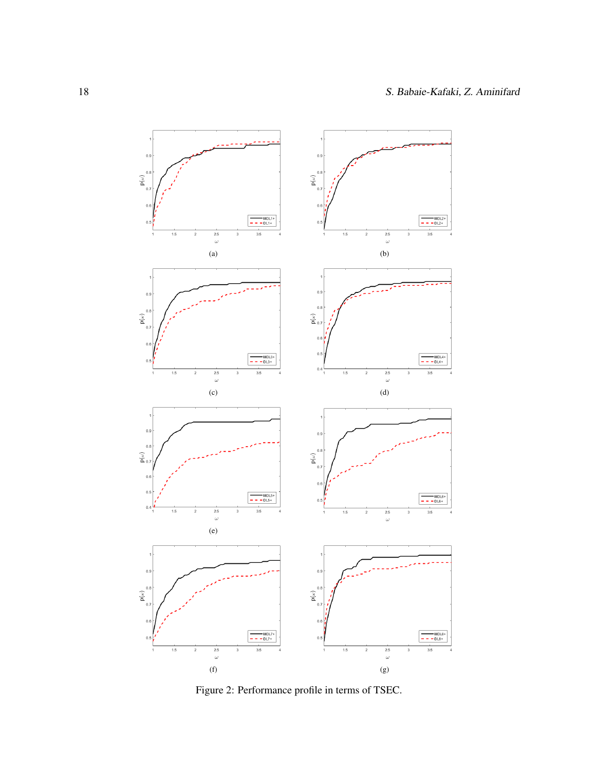(a)

(b)

(c)

(d)

(e)

(f)

(g)

Figure 2: Performance profile in terms of TSEC.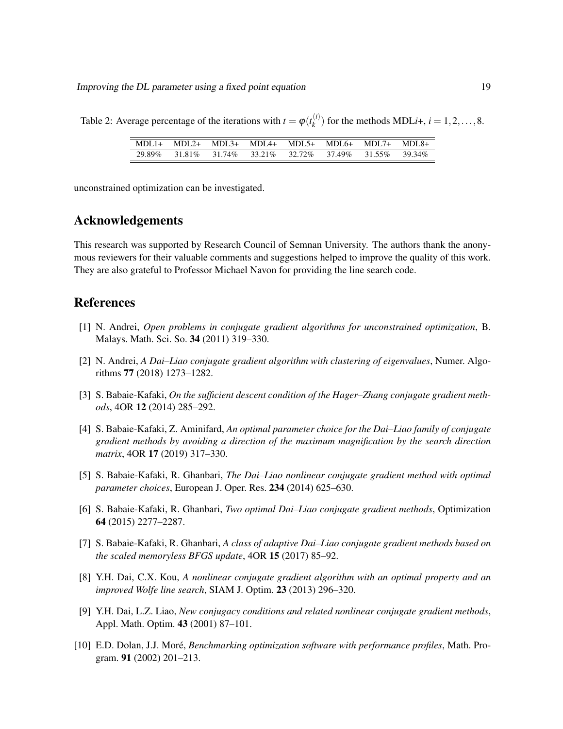Table 2: Average percentage of the iterations with $t = \varphi(t_k^{(i)})$ for the methods MDL$i$+, $i = 1, 2, \ldots, 8$.

| MDL1+ | MDL2+ | MDL3+ | MDL4+ | MDL5+ | MDL6+ | MDL7+ | MDL8+ |
|---|---|---|---|---|---|---|---|
| 29.89% | 31.81% | 31.74% | 33.21% | 32.72% | 37.49% | 31.55% | 39.34% |

unconstrained optimization can be investigated.

## Acknowledgements

This research was supported by Research Council of Semnan University. The authors thank the anonymous reviewers for their valuable comments and suggestions helped to improve the quality of this work. They are also grateful to Professor Michael Navon for providing the line search code.

## References

[1] N. Andrei, *Open problems in conjugate gradient algorithms for unconstrained optimization*, B. Malays. Math. Sci. So. **34** (2011) 319–330.

[2] N. Andrei, *A Dai–Liao conjugate gradient algorithm with clustering of eigenvalues*, Numer. Algorithms **77** (2018) 1273–1282.

[3] S. Babaie-Kafaki, *On the sufficient descent condition of the Hager–Zhang conjugate gradient methods*, 4OR **12** (2014) 285–292.

[4] S. Babaie-Kafaki, Z. Aminifard, *An optimal parameter choice for the Dai–Liao family of conjugate gradient methods by avoiding a direction of the maximum magnification by the search direction matrix*, 4OR **17** (2019) 317–330.

[5] S. Babaie-Kafaki, R. Ghanbari, *The Dai–Liao nonlinear conjugate gradient method with optimal parameter choices*, European J. Oper. Res. **234** (2014) 625–630.

[6] S. Babaie-Kafaki, R. Ghanbari, *Two optimal Dai–Liao conjugate gradient methods*, Optimization **64** (2015) 2277–2287.

[7] S. Babaie-Kafaki, R. Ghanbari, *A class of adaptive Dai–Liao conjugate gradient methods based on the scaled memoryless BFGS update*, 4OR **15** (2017) 85–92.

[8] Y.H. Dai, C.X. Kou, *A nonlinear conjugate gradient algorithm with an optimal property and an improved Wolfe line search*, SIAM J. Optim. **23** (2013) 296–320.

[9] Y.H. Dai, L.Z. Liao, *New conjugacy conditions and related nonlinear conjugate gradient methods*, Appl. Math. Optim. **43** (2001) 87–101.

[10] E.D. Dolan, J.J. Moré, *Benchmarking optimization software with performance profiles*, Math. Program. **91** (2002) 201–213.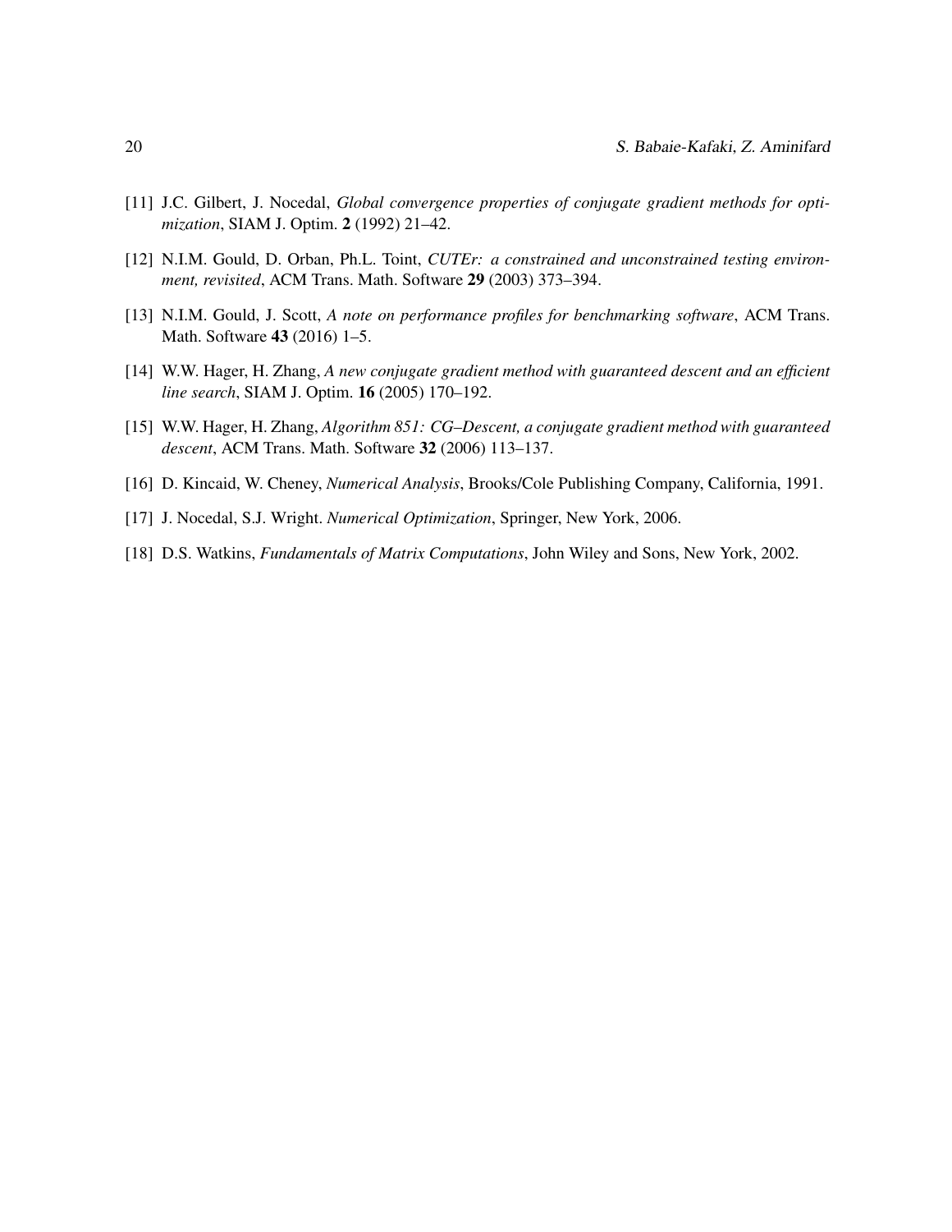[11] J.C. Gilbert, J. Nocedal, *Global convergence properties of conjugate gradient methods for optimization*, SIAM J. Optim. **2** (1992) 21–42.

[12] N.I.M. Gould, D. Orban, Ph.L. Toint, *CUTEr: a constrained and unconstrained testing environment, revisited*, ACM Trans. Math. Software **29** (2003) 373–394.

[13] N.I.M. Gould, J. Scott, *A note on performance profiles for benchmarking software*, ACM Trans. Math. Software **43** (2016) 1–5.

[14] W.W. Hager, H. Zhang, *A new conjugate gradient method with guaranteed descent and an efficient line search*, SIAM J. Optim. **16** (2005) 170–192.

[15] W.W. Hager, H. Zhang, *Algorithm 851: CG–Descent, a conjugate gradient method with guaranteed descent*, ACM Trans. Math. Software **32** (2006) 113–137.

[16] D. Kincaid, W. Cheney, *Numerical Analysis*, Brooks/Cole Publishing Company, California, 1991.

[17] J. Nocedal, S.J. Wright. *Numerical Optimization*, Springer, New York, 2006.

[18] D.S. Watkins, *Fundamentals of Matrix Computations*, John Wiley and Sons, New York, 2002.